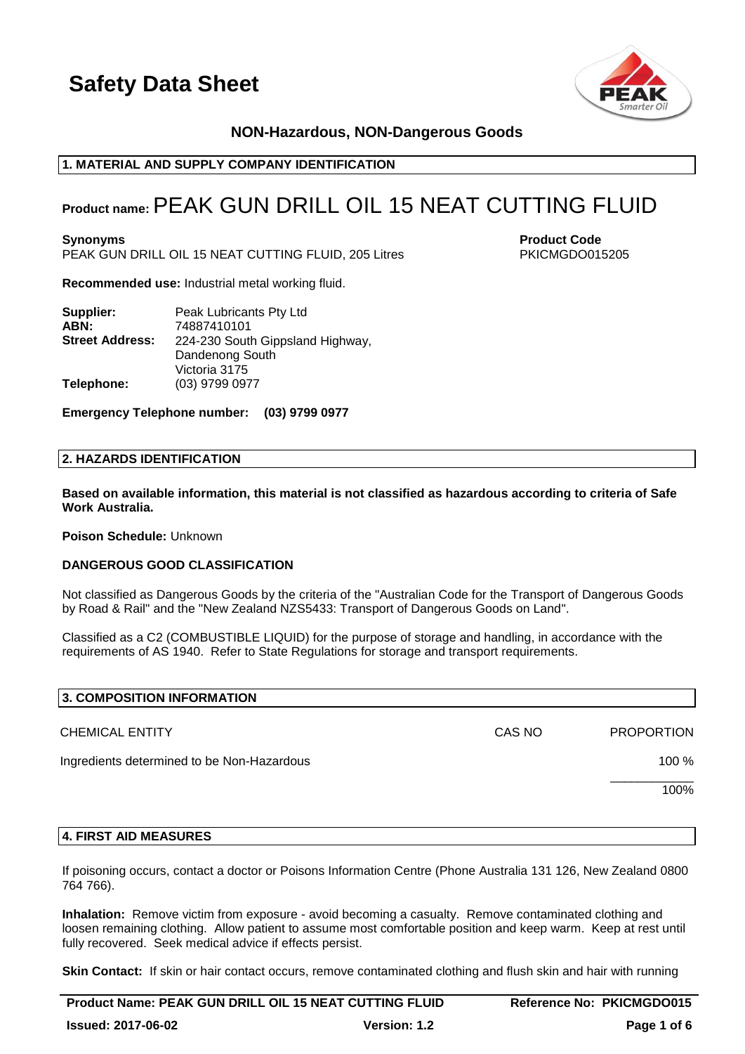# Safety Data Sheet

**NON-Hazardous, NON-Dangerous Goods**

## 1. MATERIAL AND SUPPLY COMPANY IDENTIFICATION

**Product name:** PEAK GUN DRILL OIL 15 NEAT CUTTING FLUID

**Synonyms**
PEAK GUN DRILL OIL 15 NEAT CUTTING FLUID, 205 Litres

**Product Code**
PKICMGDO015205

**Recommended use:** Industrial metal working fluid.

| | |
|---|---|
| **Supplier:** | Peak Lubricants Pty Ltd |
| **ABN:** | 74887410101 |
| **Street Address:** | 224-230 South Gippsland Highway, Dandenong South Victoria 3175 |
| **Telephone:** | (03) 9799 0977 |

**Emergency Telephone number: (03) 9799 0977**

## 2. HAZARDS IDENTIFICATION

**Based on available information, this material is not classified as hazardous according to criteria of Safe Work Australia.**

**Poison Schedule:** Unknown

**DANGEROUS GOOD CLASSIFICATION**

Not classified as Dangerous Goods by the criteria of the "Australian Code for the Transport of Dangerous Goods by Road & Rail" and the "New Zealand NZS5433: Transport of Dangerous Goods on Land".

Classified as a C2 (COMBUSTIBLE LIQUID) for the purpose of storage and handling, in accordance with the requirements of AS 1940. Refer to State Regulations for storage and transport requirements.

## 3. COMPOSITION INFORMATION

| CHEMICAL ENTITY | CAS NO | PROPORTION |
|---|---|---|
| Ingredients determined to be Non-Hazardous | | 100 % |
| | | 100% |

## 4. FIRST AID MEASURES

If poisoning occurs, contact a doctor or Poisons Information Centre (Phone Australia 131 126, New Zealand 0800 764 766).

**Inhalation:** Remove victim from exposure - avoid becoming a casualty. Remove contaminated clothing and loosen remaining clothing. Allow patient to assume most comfortable position and keep warm. Keep at rest until fully recovered. Seek medical advice if effects persist.

**Skin Contact:** If skin or hair contact occurs, remove contaminated clothing and flush skin and hair with running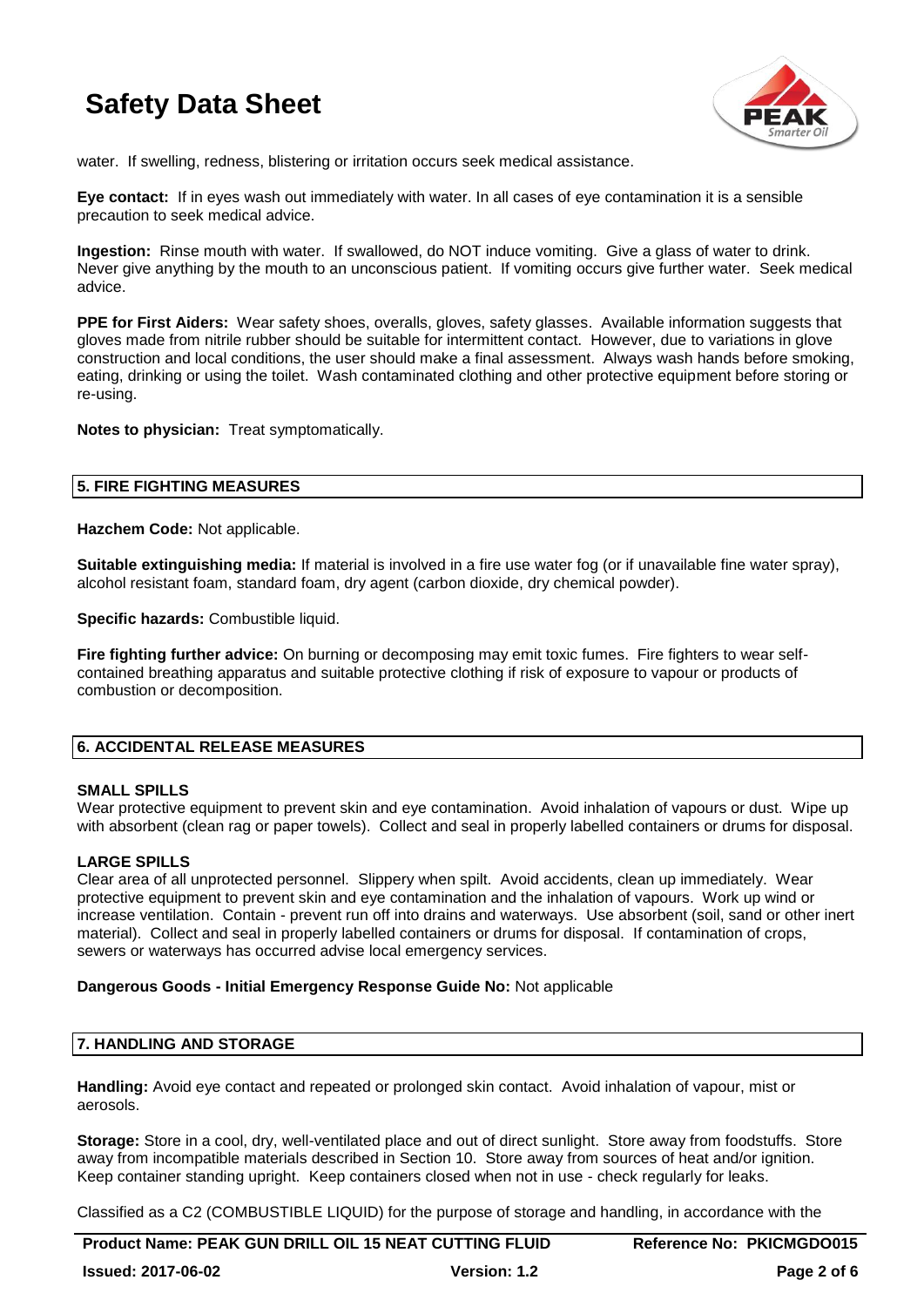water. If swelling, redness, blistering or irritation occurs seek medical assistance.

**Eye contact:** If in eyes wash out immediately with water. In all cases of eye contamination it is a sensible precaution to seek medical advice.

**Ingestion:** Rinse mouth with water. If swallowed, do NOT induce vomiting. Give a glass of water to drink. Never give anything by the mouth to an unconscious patient. If vomiting occurs give further water. Seek medical advice.

**PPE for First Aiders:** Wear safety shoes, overalls, gloves, safety glasses. Available information suggests that gloves made from nitrile rubber should be suitable for intermittent contact. However, due to variations in glove construction and local conditions, the user should make a final assessment. Always wash hands before smoking, eating, drinking or using the toilet. Wash contaminated clothing and other protective equipment before storing or re-using.

**Notes to physician:** Treat symptomatically.

## 5. FIRE FIGHTING MEASURES

**Hazchem Code:** Not applicable.

**Suitable extinguishing media:** If material is involved in a fire use water fog (or if unavailable fine water spray), alcohol resistant foam, standard foam, dry agent (carbon dioxide, dry chemical powder).

**Specific hazards:** Combustible liquid.

**Fire fighting further advice:** On burning or decomposing may emit toxic fumes. Fire fighters to wear self-contained breathing apparatus and suitable protective clothing if risk of exposure to vapour or products of combustion or decomposition.

## 6. ACCIDENTAL RELEASE MEASURES

**SMALL SPILLS**
Wear protective equipment to prevent skin and eye contamination. Avoid inhalation of vapours or dust. Wipe up with absorbent (clean rag or paper towels). Collect and seal in properly labelled containers or drums for disposal.

**LARGE SPILLS**
Clear area of all unprotected personnel. Slippery when spilt. Avoid accidents, clean up immediately. Wear protective equipment to prevent skin and eye contamination and the inhalation of vapours. Work up wind or increase ventilation. Contain - prevent run off into drains and waterways. Use absorbent (soil, sand or other inert material). Collect and seal in properly labelled containers or drums for disposal. If contamination of crops, sewers or waterways has occurred advise local emergency services.

**Dangerous Goods - Initial Emergency Response Guide No:** Not applicable

## 7. HANDLING AND STORAGE

**Handling:** Avoid eye contact and repeated or prolonged skin contact. Avoid inhalation of vapour, mist or aerosols.

**Storage:** Store in a cool, dry, well-ventilated place and out of direct sunlight. Store away from foodstuffs. Store away from incompatible materials described in Section 10. Store away from sources of heat and/or ignition. Keep container standing upright. Keep containers closed when not in use - check regularly for leaks.

Classified as a C2 (COMBUSTIBLE LIQUID) for the purpose of storage and handling, in accordance with the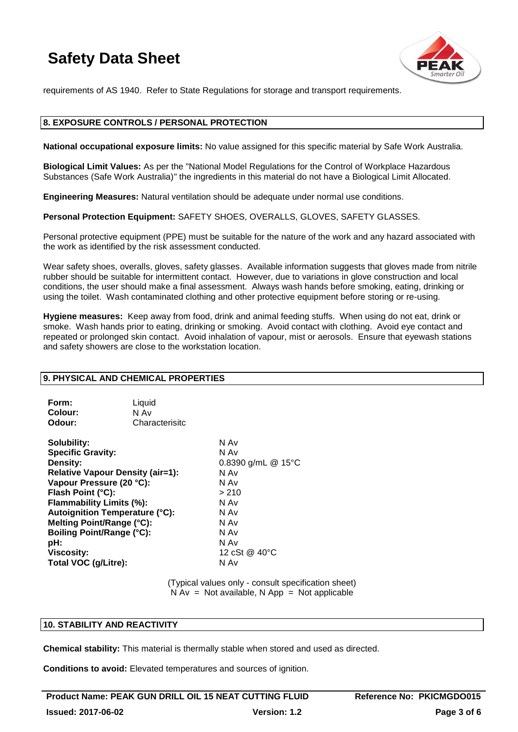requirements of AS 1940. Refer to State Regulations for storage and transport requirements.

## 8. EXPOSURE CONTROLS / PERSONAL PROTECTION

**National occupational exposure limits:** No value assigned for this specific material by Safe Work Australia.

**Biological Limit Values:** As per the "National Model Regulations for the Control of Workplace Hazardous Substances (Safe Work Australia)" the ingredients in this material do not have a Biological Limit Allocated.

**Engineering Measures:** Natural ventilation should be adequate under normal use conditions.

**Personal Protection Equipment:** SAFETY SHOES, OVERALLS, GLOVES, SAFETY GLASSES.

Personal protective equipment (PPE) must be suitable for the nature of the work and any hazard associated with the work as identified by the risk assessment conducted.

Wear safety shoes, overalls, gloves, safety glasses. Available information suggests that gloves made from nitrile rubber should be suitable for intermittent contact. However, due to variations in glove construction and local conditions, the user should make a final assessment. Always wash hands before smoking, eating, drinking or using the toilet. Wash contaminated clothing and other protective equipment before storing or re-using.

**Hygiene measures:** Keep away from food, drink and animal feeding stuffs. When using do not eat, drink or smoke. Wash hands prior to eating, drinking or smoking. Avoid contact with clothing. Avoid eye contact and repeated or prolonged skin contact. Avoid inhalation of vapour, mist or aerosols. Ensure that eyewash stations and safety showers are close to the workstation location.

## 9. PHYSICAL AND CHEMICAL PROPERTIES

| | |
|---|---|
| **Form:** | Liquid |
| **Colour:** | N Av |
| **Odour:** | Characterisitc |

| | |
|---|---|
| **Solubility:** | N Av |
| **Specific Gravity:** | N Av |
| **Density:** | 0.8390 g/mL @ 15°C |
| **Relative Vapour Density (air=1):** | N Av |
| **Vapour Pressure (20 °C):** | N Av |
| **Flash Point (°C):** | > 210 |
| **Flammability Limits (%):** | N Av |
| **Autoignition Temperature (°C):** | N Av |
| **Melting Point/Range (°C):** | N Av |
| **Boiling Point/Range (°C):** | N Av |
| **pH:** | N Av |
| **Viscosity:** | 12 cSt @ 40°C |
| **Total VOC (g/Litre):** | N Av |

(Typical values only - consult specification sheet)
N Av = Not available, N App = Not applicable

## 10. STABILITY AND REACTIVITY

**Chemical stability:** This material is thermally stable when stored and used as directed.

**Conditions to avoid:** Elevated temperatures and sources of ignition.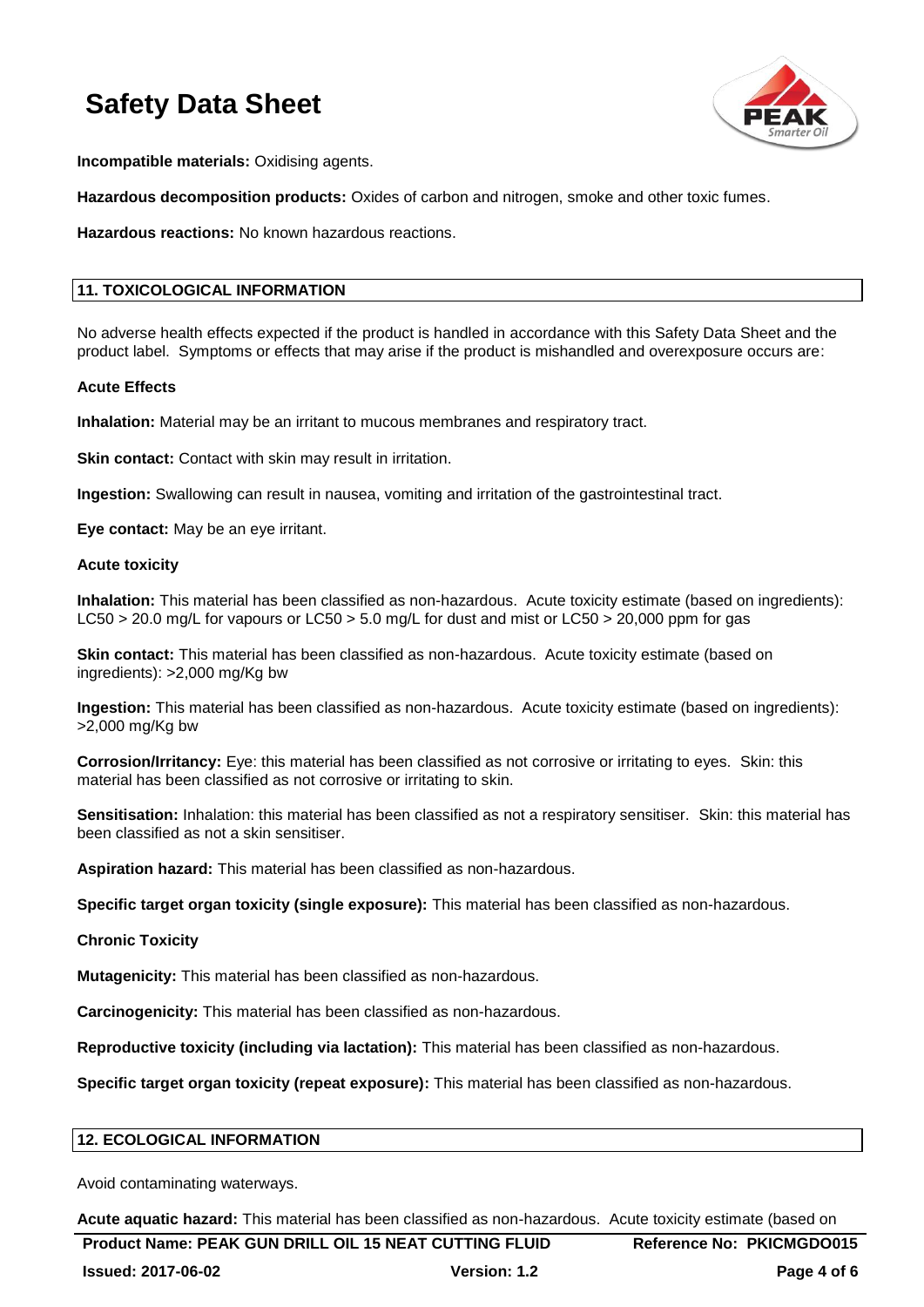**Incompatible materials:** Oxidising agents.

**Hazardous decomposition products:** Oxides of carbon and nitrogen, smoke and other toxic fumes.

**Hazardous reactions:** No known hazardous reactions.

## 11. TOXICOLOGICAL INFORMATION

No adverse health effects expected if the product is handled in accordance with this Safety Data Sheet and the product label. Symptoms or effects that may arise if the product is mishandled and overexposure occurs are:

**Acute Effects**

**Inhalation:** Material may be an irritant to mucous membranes and respiratory tract.

**Skin contact:** Contact with skin may result in irritation.

**Ingestion:** Swallowing can result in nausea, vomiting and irritation of the gastrointestinal tract.

**Eye contact:** May be an eye irritant.

**Acute toxicity**

**Inhalation:** This material has been classified as non-hazardous. Acute toxicity estimate (based on ingredients): LC50 > 20.0 mg/L for vapours or LC50 > 5.0 mg/L for dust and mist or LC50 > 20,000 ppm for gas

**Skin contact:** This material has been classified as non-hazardous. Acute toxicity estimate (based on ingredients): >2,000 mg/Kg bw

**Ingestion:** This material has been classified as non-hazardous. Acute toxicity estimate (based on ingredients): >2,000 mg/Kg bw

**Corrosion/Irritancy:** Eye: this material has been classified as not corrosive or irritating to eyes. Skin: this material has been classified as not corrosive or irritating to skin.

**Sensitisation:** Inhalation: this material has been classified as not a respiratory sensitiser. Skin: this material has been classified as not a skin sensitiser.

**Aspiration hazard:** This material has been classified as non-hazardous.

**Specific target organ toxicity (single exposure):** This material has been classified as non-hazardous.

**Chronic Toxicity**

**Mutagenicity:** This material has been classified as non-hazardous.

**Carcinogenicity:** This material has been classified as non-hazardous.

**Reproductive toxicity (including via lactation):** This material has been classified as non-hazardous.

**Specific target organ toxicity (repeat exposure):** This material has been classified as non-hazardous.

## 12. ECOLOGICAL INFORMATION

Avoid contaminating waterways.

**Acute aquatic hazard:** This material has been classified as non-hazardous. Acute toxicity estimate (based on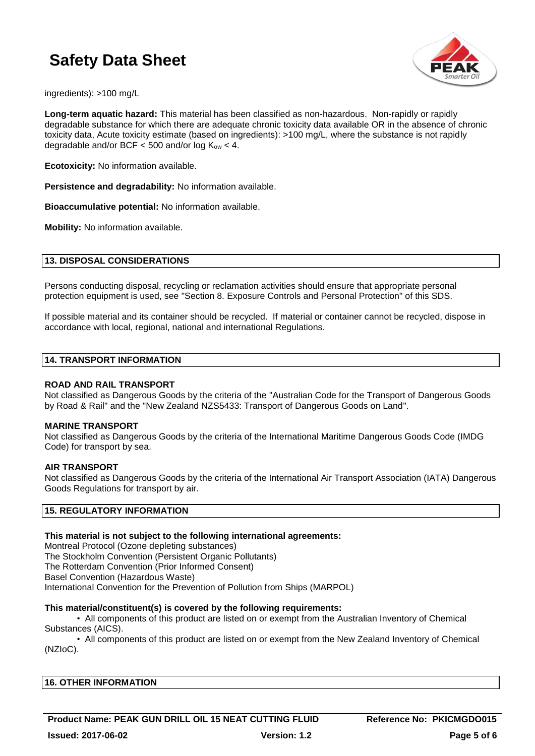ingredients): >100 mg/L

**Long-term aquatic hazard:** This material has been classified as non-hazardous. Non-rapidly or rapidly degradable substance for which there are adequate chronic toxicity data available OR in the absence of chronic toxicity data, Acute toxicity estimate (based on ingredients): >100 mg/L, where the substance is not rapidly degradable and/or BCF < 500 and/or log $K_{ow}$ < 4.

**Ecotoxicity:** No information available.

**Persistence and degradability:** No information available.

**Bioaccumulative potential:** No information available.

**Mobility:** No information available.

## 13. DISPOSAL CONSIDERATIONS

Persons conducting disposal, recycling or reclamation activities should ensure that appropriate personal protection equipment is used, see "Section 8. Exposure Controls and Personal Protection" of this SDS.

If possible material and its container should be recycled. If material or container cannot be recycled, dispose in accordance with local, regional, national and international Regulations.

## 14. TRANSPORT INFORMATION

### ROAD AND RAIL TRANSPORT

Not classified as Dangerous Goods by the criteria of the "Australian Code for the Transport of Dangerous Goods by Road & Rail" and the "New Zealand NZS5433: Transport of Dangerous Goods on Land".

### MARINE TRANSPORT

Not classified as Dangerous Goods by the criteria of the International Maritime Dangerous Goods Code (IMDG Code) for transport by sea.

### AIR TRANSPORT

Not classified as Dangerous Goods by the criteria of the International Air Transport Association (IATA) Dangerous Goods Regulations for transport by air.

## 15. REGULATORY INFORMATION

**This material is not subject to the following international agreements:**

Montreal Protocol (Ozone depleting substances)
The Stockholm Convention (Persistent Organic Pollutants)
The Rotterdam Convention (Prior Informed Consent)
Basel Convention (Hazardous Waste)
International Convention for the Prevention of Pollution from Ships (MARPOL)

**This material/constituent(s) is covered by the following requirements:**

- All components of this product are listed on or exempt from the Australian Inventory of Chemical Substances (AICS).
- All components of this product are listed on or exempt from the New Zealand Inventory of Chemical (NZIoC).

## 16. OTHER INFORMATION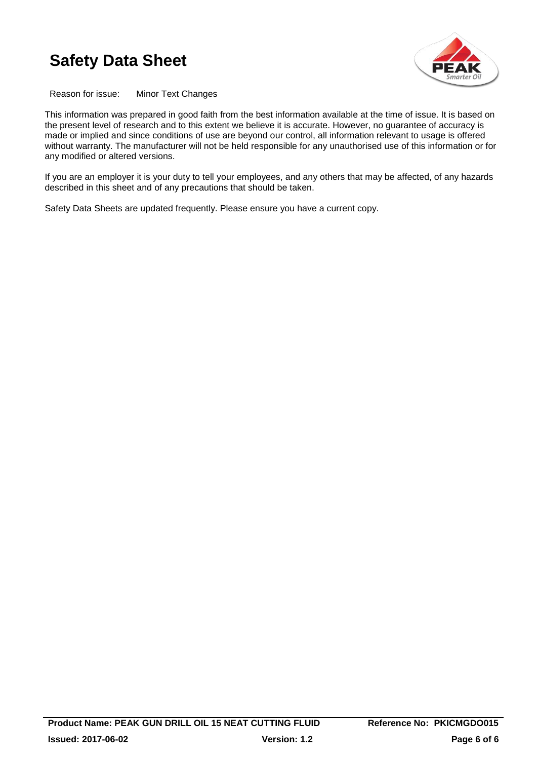Reason for issue: Minor Text Changes

This information was prepared in good faith from the best information available at the time of issue. It is based on the present level of research and to this extent we believe it is accurate. However, no guarantee of accuracy is made or implied and since conditions of use are beyond our control, all information relevant to usage is offered without warranty. The manufacturer will not be held responsible for any unauthorised use of this information or for any modified or altered versions.

If you are an employer it is your duty to tell your employees, and any others that may be affected, of any hazards described in this sheet and of any precautions that should be taken.

Safety Data Sheets are updated frequently. Please ensure you have a current copy.